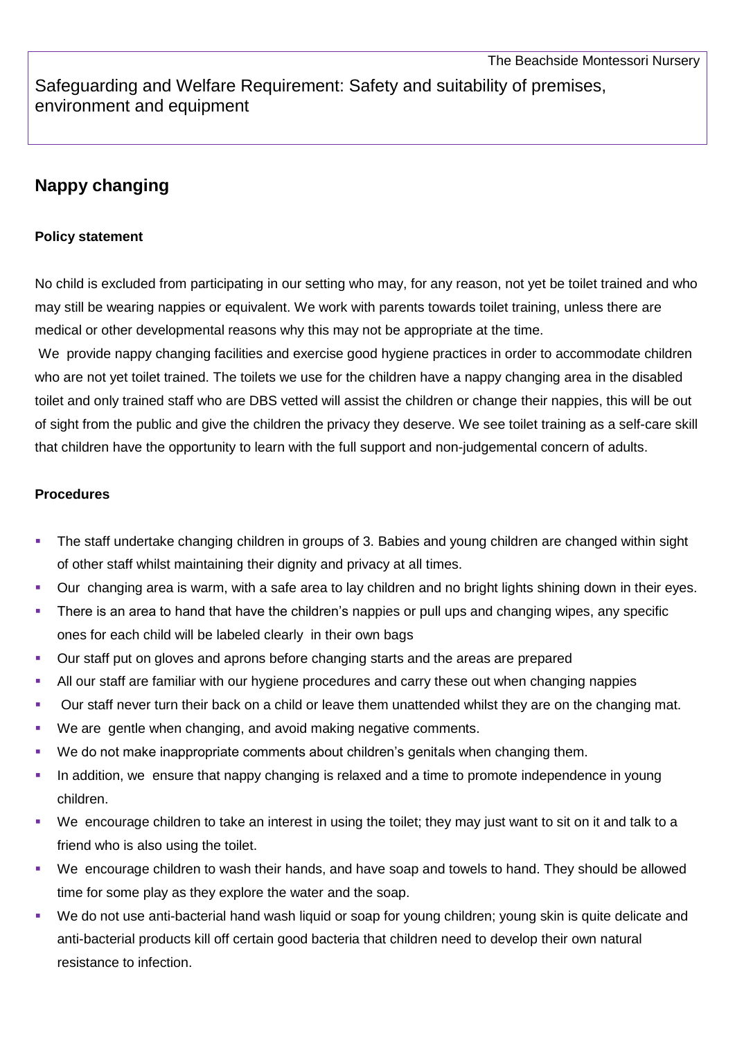The Beachside Montessori Nursery

Safeguarding and Welfare Requirement: Safety and suitability of premises, environment and equipment

## Nappy changing

**Policy statement**

No child is excluded from participating in our setting who may, for any reason, not yet be toilet trained and who may still be wearing nappies or equivalent. We work with parents towards toilet training, unless there are medical or other developmental reasons why this may not be appropriate at the time.

We provide nappy changing facilities and exercise good hygiene practices in order to accommodate children who are not yet toilet trained. The toilets we use for the children have a nappy changing area in the disabled toilet and only trained staff who are DBS vetted will assist the children or change their nappies, this will be out of sight from the public and give the children the privacy they deserve. We see toilet training as a self-care skill that children have the opportunity to learn with the full support and non-judgemental concern of adults.

**Procedures**

- The staff undertake changing children in groups of 3. Babies and young children are changed within sight of other staff whilst maintaining their dignity and privacy at all times.
- Our changing area is warm, with a safe area to lay children and no bright lights shining down in their eyes.
- There is an area to hand that have the children's nappies or pull ups and changing wipes, any specific ones for each child will be labeled clearly in their own bags
- Our staff put on gloves and aprons before changing starts and the areas are prepared
- All our staff are familiar with our hygiene procedures and carry these out when changing nappies
- Our staff never turn their back on a child or leave them unattended whilst they are on the changing mat.
- We are gentle when changing, and avoid making negative comments.
- We do not make inappropriate comments about children's genitals when changing them.
- In addition, we ensure that nappy changing is relaxed and a time to promote independence in young children.
- We encourage children to take an interest in using the toilet; they may just want to sit on it and talk to a friend who is also using the toilet.
- We encourage children to wash their hands, and have soap and towels to hand. They should be allowed time for some play as they explore the water and the soap.
- We do not use anti-bacterial hand wash liquid or soap for young children; young skin is quite delicate and anti-bacterial products kill off certain good bacteria that children need to develop their own natural resistance to infection.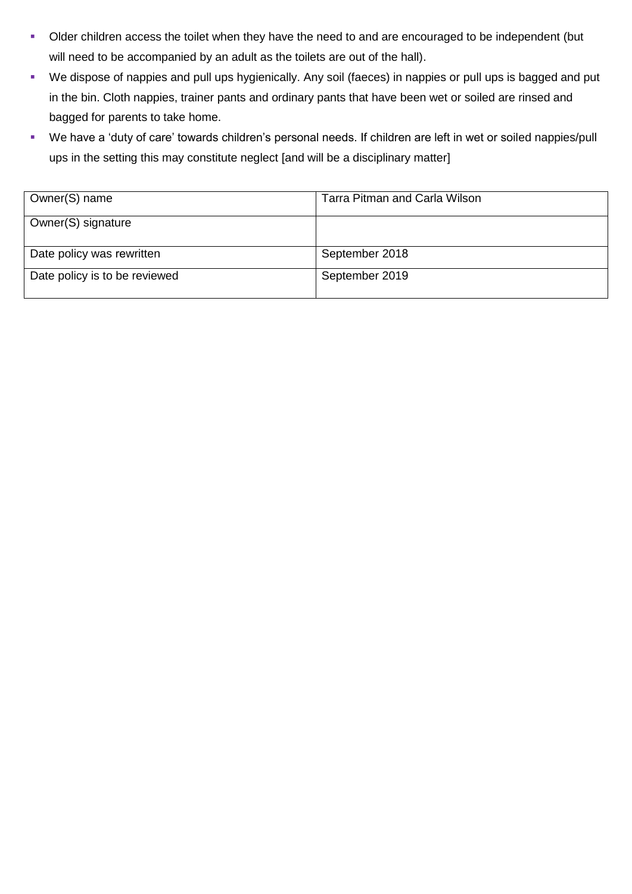- Older children access the toilet when they have the need to and are encouraged to be independent (but will need to be accompanied by an adult as the toilets are out of the hall).
- We dispose of nappies and pull ups hygienically. Any soil (faeces) in nappies or pull ups is bagged and put in the bin. Cloth nappies, trainer pants and ordinary pants that have been wet or soiled are rinsed and bagged for parents to take home.
- We have a 'duty of care' towards children's personal needs. If children are left in wet or soiled nappies/pull ups in the setting this may constitute neglect [and will be a disciplinary matter]

| | |
|---|---|
| Owner(S) name | Tarra Pitman and Carla Wilson |
| Owner(S) signature | |
| Date policy was rewritten | September 2018 |
| Date policy is to be reviewed | September 2019 |